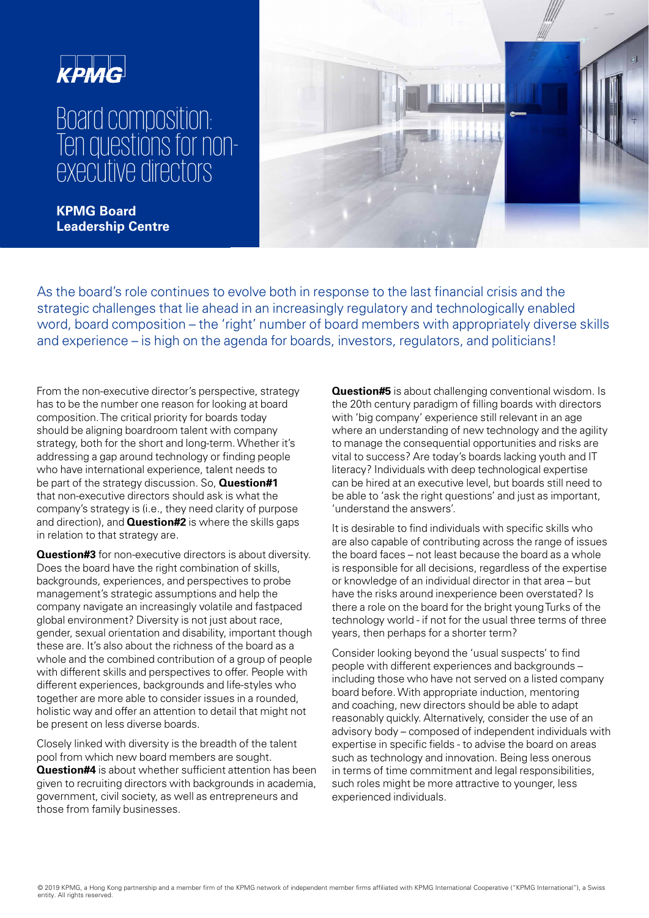KPMG

# Board composition: Ten questions for non-executive directors

**KPMG Board Leadership Centre**

As the board's role continues to evolve both in response to the last financial crisis and the strategic challenges that lie ahead in an increasingly regulatory and technologically enabled word, board composition – the 'right' number of board members with appropriately diverse skills and experience – is high on the agenda for boards, investors, regulators, and politicians!

From the non-executive director's perspective, strategy has to be the number one reason for looking at board composition. The critical priority for boards today should be aligning boardroom talent with company strategy, both for the short and long-term. Whether it's addressing a gap around technology or finding people who have international experience, talent needs to be part of the strategy discussion. So, **Question#1** that non-executive directors should ask is what the company's strategy is (i.e., they need clarity of purpose and direction), and **Question#2** is where the skills gaps in relation to that strategy are.

**Question#3** for non-executive directors is about diversity. Does the board have the right combination of skills, backgrounds, experiences, and perspectives to probe management's strategic assumptions and help the company navigate an increasingly volatile and fastpaced global environment? Diversity is not just about race, gender, sexual orientation and disability, important though these are. It's also about the richness of the board as a whole and the combined contribution of a group of people with different skills and perspectives to offer. People with different experiences, backgrounds and life-styles who together are more able to consider issues in a rounded, holistic way and offer an attention to detail that might not be present on less diverse boards.

Closely linked with diversity is the breadth of the talent pool from which new board members are sought. **Question#4** is about whether sufficient attention has been given to recruiting directors with backgrounds in academia, government, civil society, as well as entrepreneurs and those from family businesses.

**Question#5** is about challenging conventional wisdom. Is the 20th century paradigm of filling boards with directors with 'big company' experience still relevant in an age where an understanding of new technology and the agility to manage the consequential opportunities and risks are vital to success? Are today's boards lacking youth and IT literacy? Individuals with deep technological expertise can be hired at an executive level, but boards still need to be able to 'ask the right questions' and just as important, 'understand the answers'.

It is desirable to find individuals with specific skills who are also capable of contributing across the range of issues the board faces – not least because the board as a whole is responsible for all decisions, regardless of the expertise or knowledge of an individual director in that area – but have the risks around inexperience been overstated? Is there a role on the board for the bright young Turks of the technology world - if not for the usual three terms of three years, then perhaps for a shorter term?

Consider looking beyond the 'usual suspects' to find people with different experiences and backgrounds – including those who have not served on a listed company board before. With appropriate induction, mentoring and coaching, new directors should be able to adapt reasonably quickly. Alternatively, consider the use of an advisory body – composed of independent individuals with expertise in specific fields - to advise the board on areas such as technology and innovation. Being less onerous in terms of time commitment and legal responsibilities, such roles might be more attractive to younger, less experienced individuals.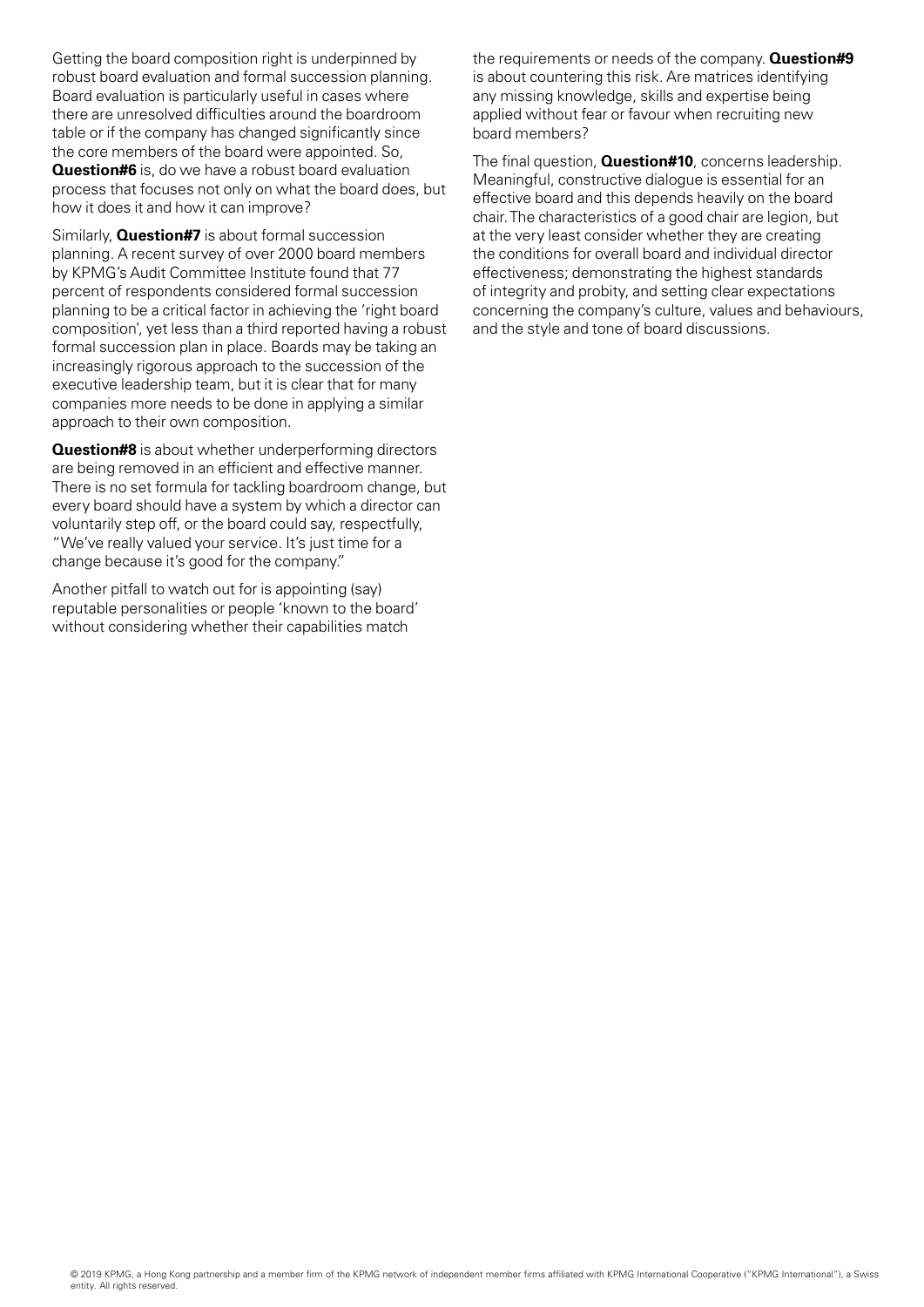Getting the board composition right is underpinned by robust board evaluation and formal succession planning. Board evaluation is particularly useful in cases where there are unresolved difficulties around the boardroom table or if the company has changed significantly since the core members of the board were appointed. So, **Question#6** is, do we have a robust board evaluation process that focuses not only on what the board does, but how it does it and how it can improve?

Similarly, **Question#7** is about formal succession planning. A recent survey of over 2000 board members by KPMG's Audit Committee Institute found that 77 percent of respondents considered formal succession planning to be a critical factor in achieving the 'right board composition', yet less than a third reported having a robust formal succession plan in place. Boards may be taking an increasingly rigorous approach to the succession of the executive leadership team, but it is clear that for many companies more needs to be done in applying a similar approach to their own composition.

**Question#8** is about whether underperforming directors are being removed in an efficient and effective manner. There is no set formula for tackling boardroom change, but every board should have a system by which a director can voluntarily step off, or the board could say, respectfully, "We've really valued your service. It's just time for a change because it's good for the company."

Another pitfall to watch out for is appointing (say) reputable personalities or people 'known to the board' without considering whether their capabilities match the requirements or needs of the company. **Question#9** is about countering this risk. Are matrices identifying any missing knowledge, skills and expertise being applied without fear or favour when recruiting new board members?

The final question, **Question#10**, concerns leadership. Meaningful, constructive dialogue is essential for an effective board and this depends heavily on the board chair. The characteristics of a good chair are legion, but at the very least consider whether they are creating the conditions for overall board and individual director effectiveness; demonstrating the highest standards of integrity and probity, and setting clear expectations concerning the company's culture, values and behaviours, and the style and tone of board discussions.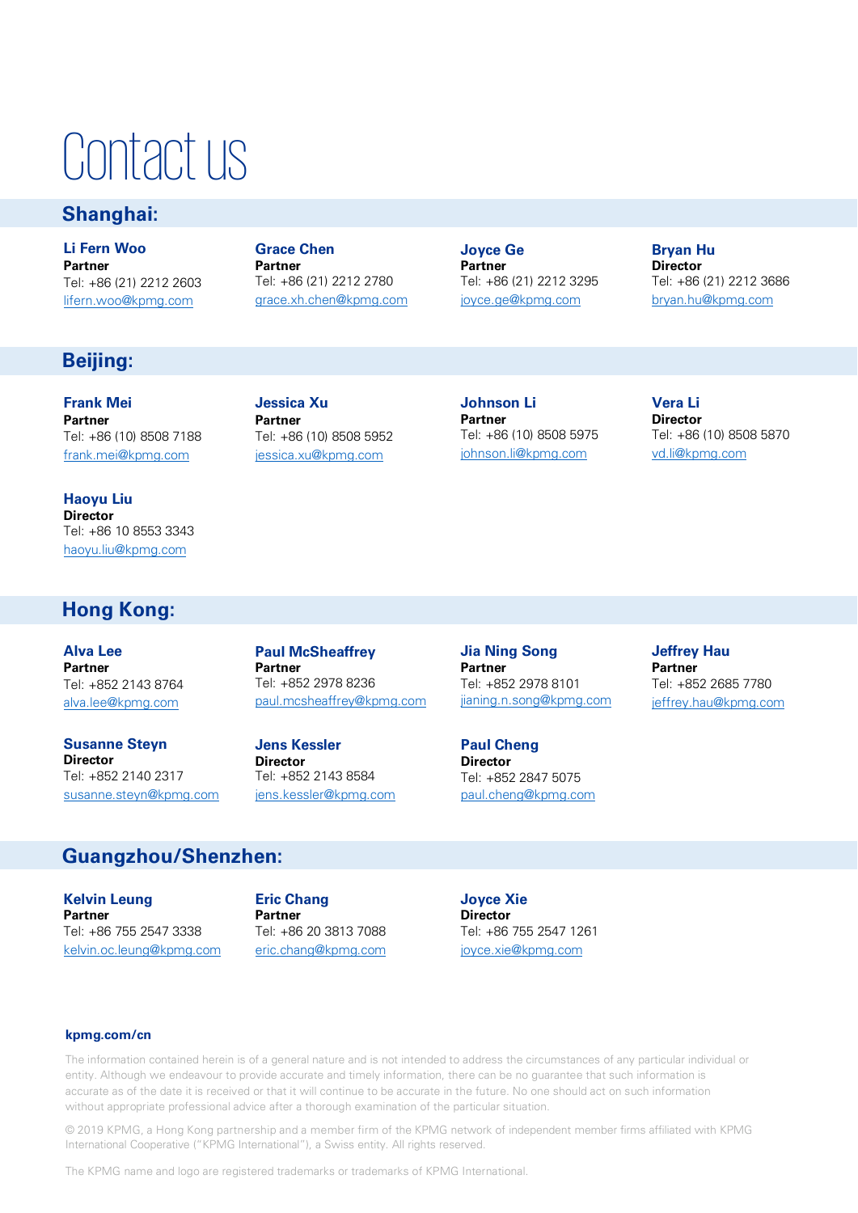# Contact us

## Shanghai:

**Li Fern Woo**
**Partner**
Tel: +86 (21) 2212 2603
lifern.woo@kpmg.com

**Grace Chen**
**Partner**
Tel: +86 (21) 2212 2780
grace.xh.chen@kpmg.com

**Joyce Ge**
**Partner**
Tel: +86 (21) 2212 3295
joyce.ge@kpmg.com

**Bryan Hu**
**Director**
Tel: +86 (21) 2212 3686
bryan.hu@kpmg.com

## Beijing:

**Frank Mei**
**Partner**
Tel: +86 (10) 8508 7188
frank.mei@kpmg.com

**Jessica Xu**
**Partner**
Tel: +86 (10) 8508 5952
jessica.xu@kpmg.com

**Johnson Li**
**Partner**
Tel: +86 (10) 8508 5975
johnson.li@kpmg.com

**Vera Li**
**Director**
Tel: +86 (10) 8508 5870
vd.li@kpmg.com

**Haoyu Liu**
**Director**
Tel: +86 10 8553 3343
haoyu.liu@kpmg.com

## Hong Kong:

**Alva Lee**
**Partner**
Tel: +852 2143 8764
alva.lee@kpmg.com

**Paul McSheaffrey**
**Partner**
Tel: +852 2978 8236
paul.mcsheaffrey@kpmg.com

**Jia Ning Song**
**Partner**
Tel: +852 2978 8101
jianing.n.song@kpmg.com

**Jeffrey Hau**
**Partner**
Tel: +852 2685 7780
jeffrey.hau@kpmg.com

**Susanne Steyn**
**Director**
Tel: +852 2140 2317
susanne.steyn@kpmg.com

**Jens Kessler**
**Director**
Tel: +852 2143 8584
jens.kessler@kpmg.com

**Paul Cheng**
**Director**
Tel: +852 2847 5075
paul.cheng@kpmg.com

## Guangzhou/Shenzhen:

**Kelvin Leung**
**Partner**
Tel: +86 755 2547 3338
kelvin.oc.leung@kpmg.com

**Eric Chang**
**Partner**
Tel: +86 20 3813 7088
eric.chang@kpmg.com

**Joyce Xie**
**Director**
Tel: +86 755 2547 1261
joyce.xie@kpmg.com

**kpmg.com/cn**

The information contained herein is of a general nature and is not intended to address the circumstances of any particular individual or entity. Although we endeavour to provide accurate and timely information, there can be no guarantee that such information is accurate as of the date it is received or that it will continue to be accurate in the future. No one should act on such information without appropriate professional advice after a thorough examination of the particular situation.

© 2019 KPMG, a Hong Kong partnership and a member firm of the KPMG network of independent member firms affiliated with KPMG International Cooperative ("KPMG International"), a Swiss entity. All rights reserved.

The KPMG name and logo are registered trademarks or trademarks of KPMG International.